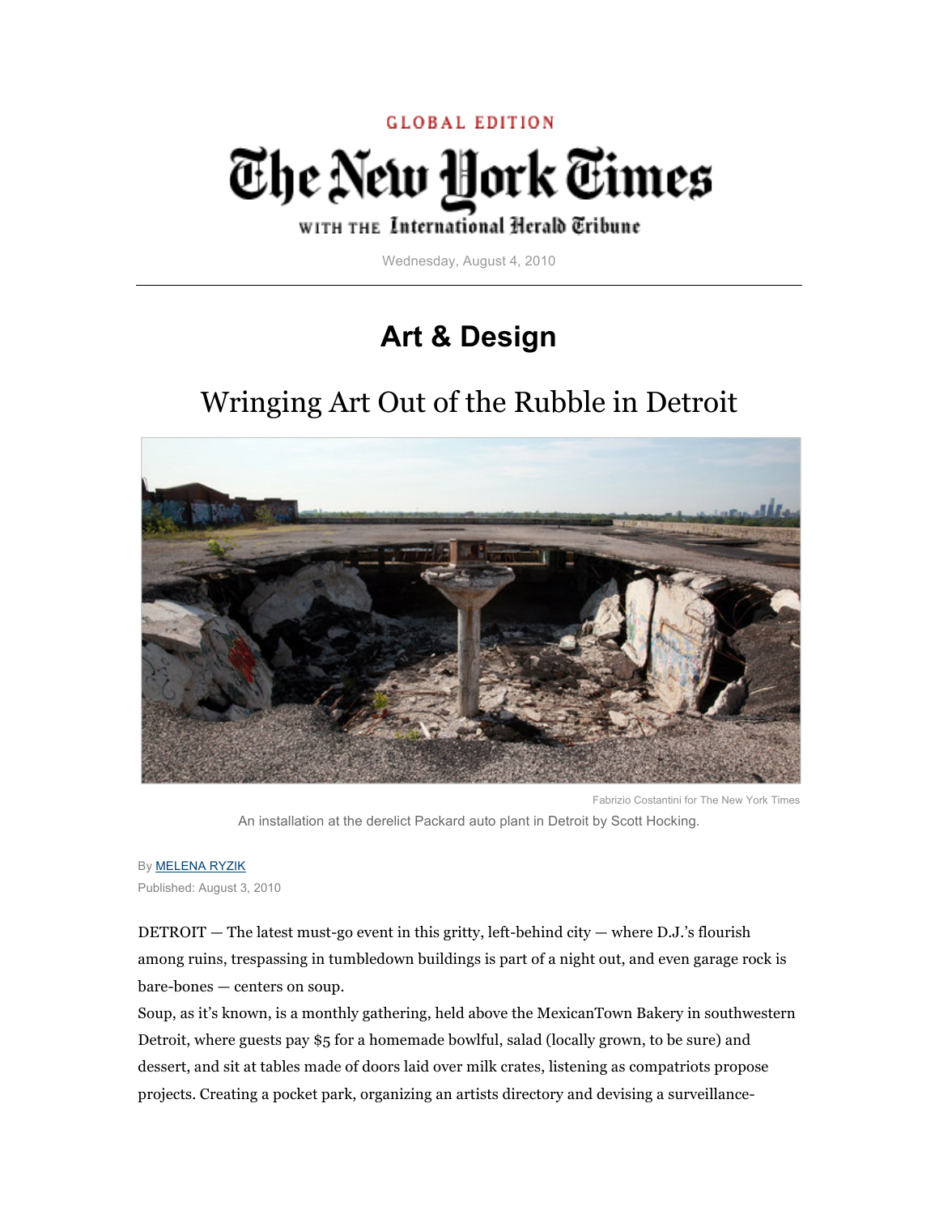GLOBAL EDITION

# The New York Times

WITH THE International Herald Tribune

Wednesday, August 4, 2010

## Art & Design

# Wringing Art Out of the Rubble in Detroit

Fabrizio Costantini for The New York Times

An installation at the derelict Packard auto plant in Detroit by Scott Hocking.

By MELENA RYZIK

Published: August 3, 2010

DETROIT — The latest must-go event in this gritty, left-behind city — where D.J.'s flourish among ruins, trespassing in tumbledown buildings is part of a night out, and even garage rock is bare-bones — centers on soup.

Soup, as it's known, is a monthly gathering, held above the MexicanTown Bakery in southwestern Detroit, where guests pay $5 for a homemade bowlful, salad (locally grown, to be sure) and dessert, and sit at tables made of doors laid over milk crates, listening as compatriots propose projects. Creating a pocket park, organizing an artists directory and devising a surveillance-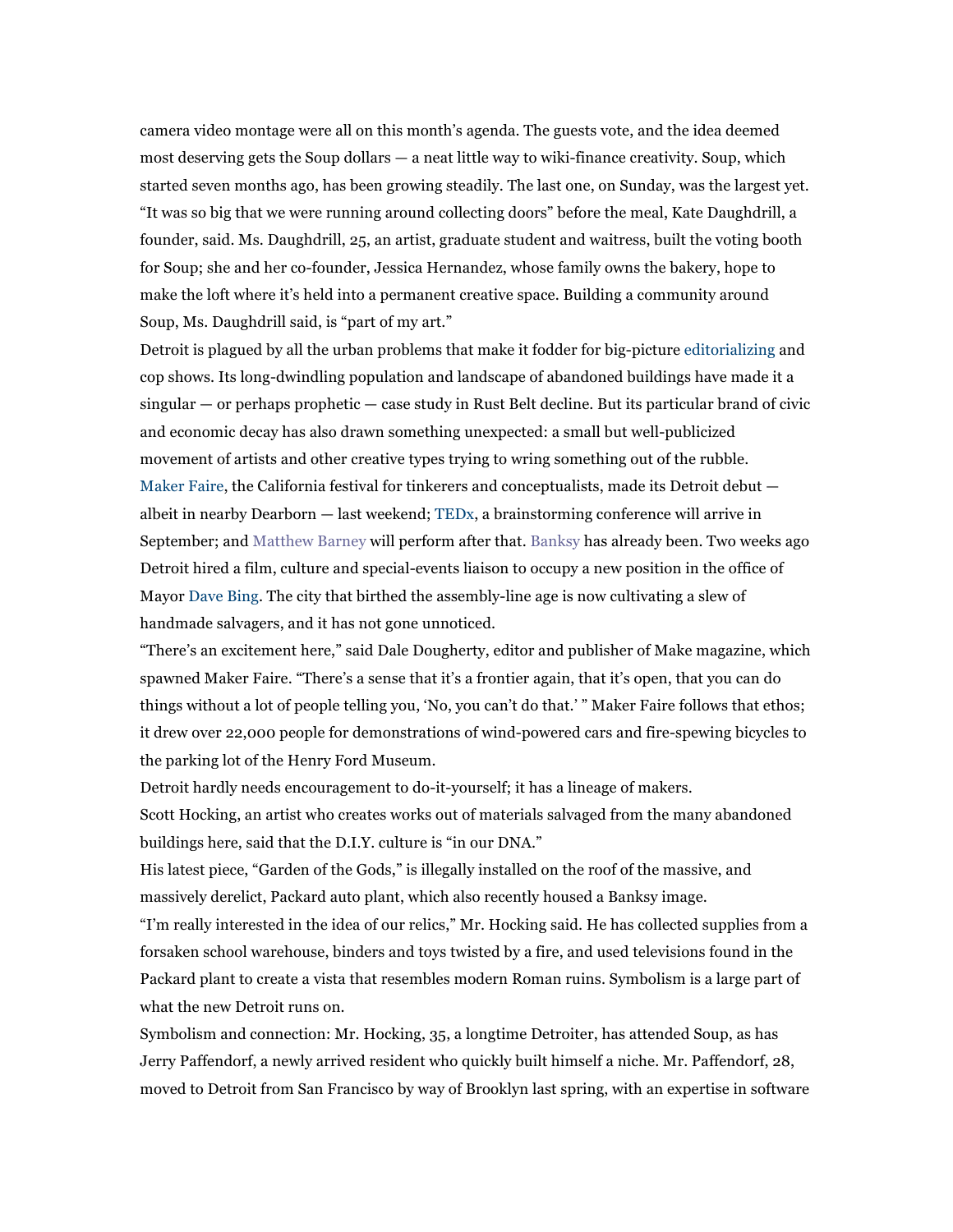camera video montage were all on this month's agenda. The guests vote, and the idea deemed most deserving gets the Soup dollars — a neat little way to wiki-finance creativity. Soup, which started seven months ago, has been growing steadily. The last one, on Sunday, was the largest yet. "It was so big that we were running around collecting doors" before the meal, Kate Daughdrill, a founder, said. Ms. Daughdrill, 25, an artist, graduate student and waitress, built the voting booth for Soup; she and her co-founder, Jessica Hernandez, whose family owns the bakery, hope to make the loft where it's held into a permanent creative space. Building a community around Soup, Ms. Daughdrill said, is "part of my art."

Detroit is plagued by all the urban problems that make it fodder for big-picture editorializing and cop shows. Its long-dwindling population and landscape of abandoned buildings have made it a singular — or perhaps prophetic — case study in Rust Belt decline. But its particular brand of civic and economic decay has also drawn something unexpected: a small but well-publicized movement of artists and other creative types trying to wring something out of the rubble.

Maker Faire, the California festival for tinkerers and conceptualists, made its Detroit debut — albeit in nearby Dearborn — last weekend; TEDx, a brainstorming conference will arrive in September; and Matthew Barney will perform after that. Banksy has already been. Two weeks ago Detroit hired a film, culture and special-events liaison to occupy a new position in the office of Mayor Dave Bing. The city that birthed the assembly-line age is now cultivating a slew of handmade salvagers, and it has not gone unnoticed.

"There's an excitement here," said Dale Dougherty, editor and publisher of Make magazine, which spawned Maker Faire. "There's a sense that it's a frontier again, that it's open, that you can do things without a lot of people telling you, 'No, you can't do that.' " Maker Faire follows that ethos; it drew over 22,000 people for demonstrations of wind-powered cars and fire-spewing bicycles to the parking lot of the Henry Ford Museum.

Detroit hardly needs encouragement to do-it-yourself; it has a lineage of makers.

Scott Hocking, an artist who creates works out of materials salvaged from the many abandoned buildings here, said that the D.I.Y. culture is "in our DNA."

His latest piece, "Garden of the Gods," is illegally installed on the roof of the massive, and massively derelict, Packard auto plant, which also recently housed a Banksy image.

"I'm really interested in the idea of our relics," Mr. Hocking said. He has collected supplies from a forsaken school warehouse, binders and toys twisted by a fire, and used televisions found in the Packard plant to create a vista that resembles modern Roman ruins. Symbolism is a large part of what the new Detroit runs on.

Symbolism and connection: Mr. Hocking, 35, a longtime Detroiter, has attended Soup, as has Jerry Paffendorf, a newly arrived resident who quickly built himself a niche. Mr. Paffendorf, 28, moved to Detroit from San Francisco by way of Brooklyn last spring, with an expertise in software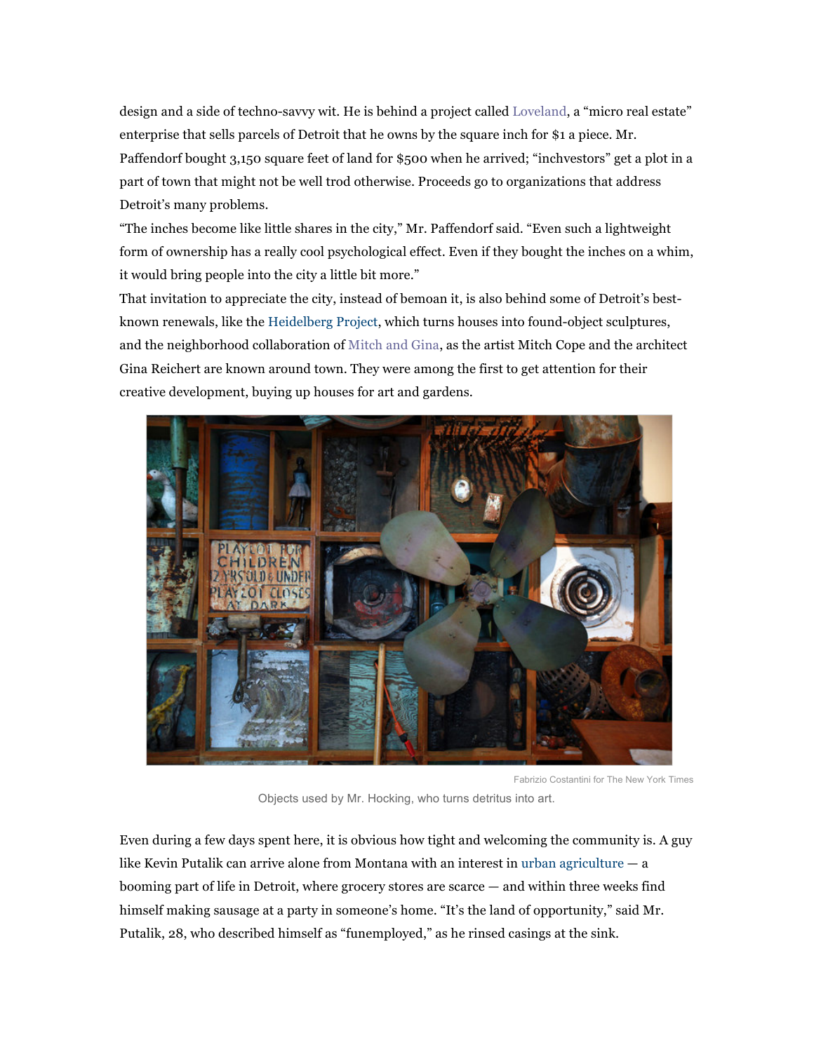design and a side of techno-savvy wit. He is behind a project called Loveland, a "micro real estate" enterprise that sells parcels of Detroit that he owns by the square inch for $1 a piece. Mr. Paffendorf bought 3,150 square feet of land for $500 when he arrived; "inchvestors" get a plot in a part of town that might not be well trod otherwise. Proceeds go to organizations that address Detroit's many problems.

"The inches become like little shares in the city," Mr. Paffendorf said. "Even such a lightweight form of ownership has a really cool psychological effect. Even if they bought the inches on a whim, it would bring people into the city a little bit more."

That invitation to appreciate the city, instead of bemoan it, is also behind some of Detroit's best-known renewals, like the Heidelberg Project, which turns houses into found-object sculptures, and the neighborhood collaboration of Mitch and Gina, as the artist Mitch Cope and the architect Gina Reichert are known around town. They were among the first to get attention for their creative development, buying up houses for art and gardens.

Fabrizio Costantini for The New York Times

Objects used by Mr. Hocking, who turns detritus into art.

Even during a few days spent here, it is obvious how tight and welcoming the community is. A guy like Kevin Putalik can arrive alone from Montana with an interest in urban agriculture — a booming part of life in Detroit, where grocery stores are scarce — and within three weeks find himself making sausage at a party in someone's home. "It's the land of opportunity," said Mr. Putalik, 28, who described himself as "funemployed," as he rinsed casings at the sink.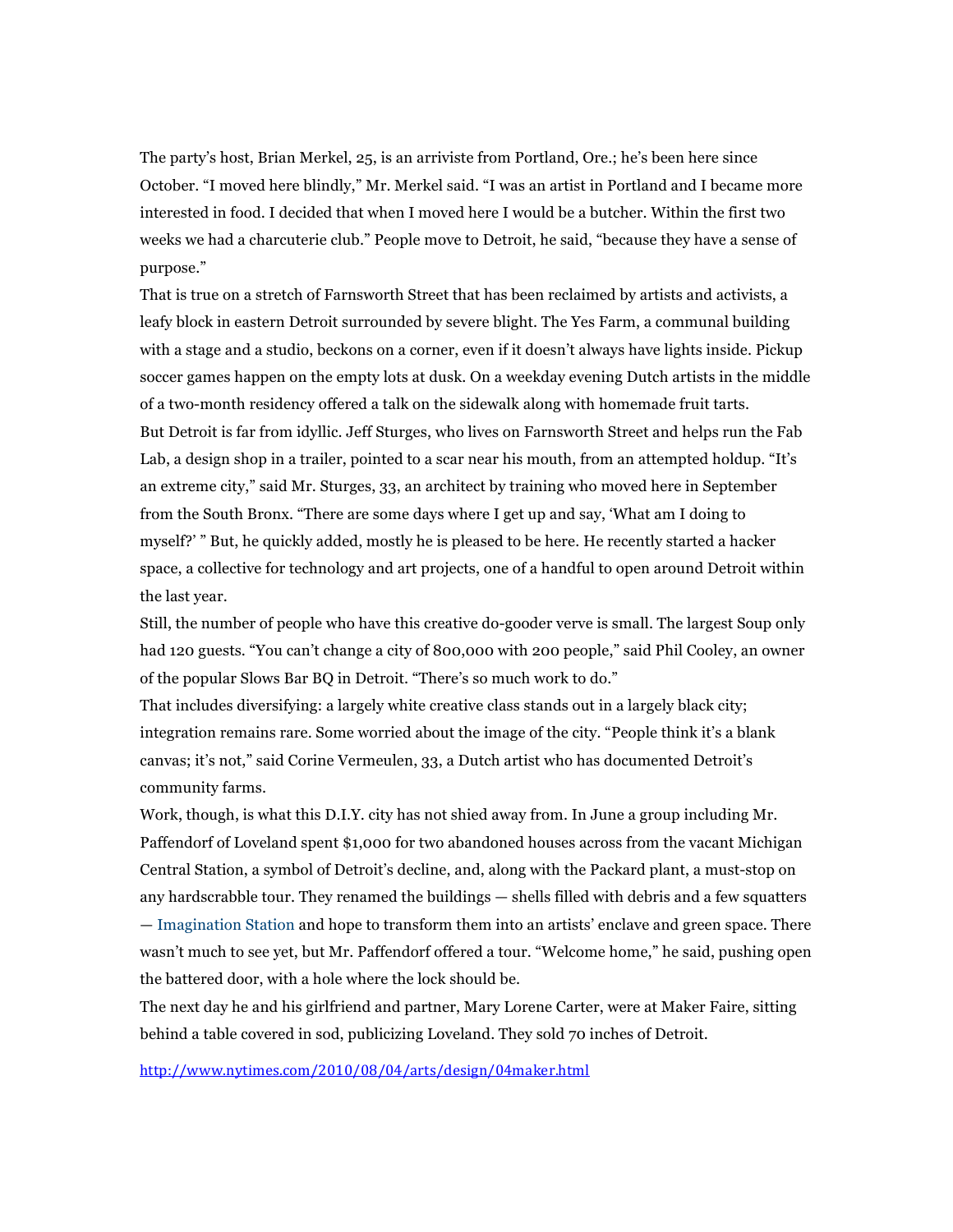The party's host, Brian Merkel, 25, is an arriviste from Portland, Ore.; he's been here since October. "I moved here blindly," Mr. Merkel said. "I was an artist in Portland and I became more interested in food. I decided that when I moved here I would be a butcher. Within the first two weeks we had a charcuterie club." People move to Detroit, he said, "because they have a sense of purpose."

That is true on a stretch of Farnsworth Street that has been reclaimed by artists and activists, a leafy block in eastern Detroit surrounded by severe blight. The Yes Farm, a communal building with a stage and a studio, beckons on a corner, even if it doesn't always have lights inside. Pickup soccer games happen on the empty lots at dusk. On a weekday evening Dutch artists in the middle of a two-month residency offered a talk on the sidewalk along with homemade fruit tarts.

But Detroit is far from idyllic. Jeff Sturges, who lives on Farnsworth Street and helps run the Fab Lab, a design shop in a trailer, pointed to a scar near his mouth, from an attempted holdup. "It's an extreme city," said Mr. Sturges, 33, an architect by training who moved here in September from the South Bronx. "There are some days where I get up and say, 'What am I doing to myself?' " But, he quickly added, mostly he is pleased to be here. He recently started a hacker space, a collective for technology and art projects, one of a handful to open around Detroit within the last year.

Still, the number of people who have this creative do-gooder verve is small. The largest Soup only had 120 guests. "You can't change a city of 800,000 with 200 people," said Phil Cooley, an owner of the popular Slows Bar BQ in Detroit. "There's so much work to do."

That includes diversifying: a largely white creative class stands out in a largely black city; integration remains rare. Some worried about the image of the city. "People think it's a blank canvas; it's not," said Corine Vermeulen, 33, a Dutch artist who has documented Detroit's community farms.

Work, though, is what this D.I.Y. city has not shied away from. In June a group including Mr. Paffendorf of Loveland spent $1,000 for two abandoned houses across from the vacant Michigan Central Station, a symbol of Detroit's decline, and, along with the Packard plant, a must-stop on any hardscrabble tour. They renamed the buildings — shells filled with debris and a few squatters — Imagination Station and hope to transform them into an artists' enclave and green space. There wasn't much to see yet, but Mr. Paffendorf offered a tour. "Welcome home," he said, pushing open the battered door, with a hole where the lock should be.

The next day he and his girlfriend and partner, Mary Lorene Carter, were at Maker Faire, sitting behind a table covered in sod, publicizing Loveland. They sold 70 inches of Detroit.

http://www.nytimes.com/2010/08/04/arts/design/04maker.html